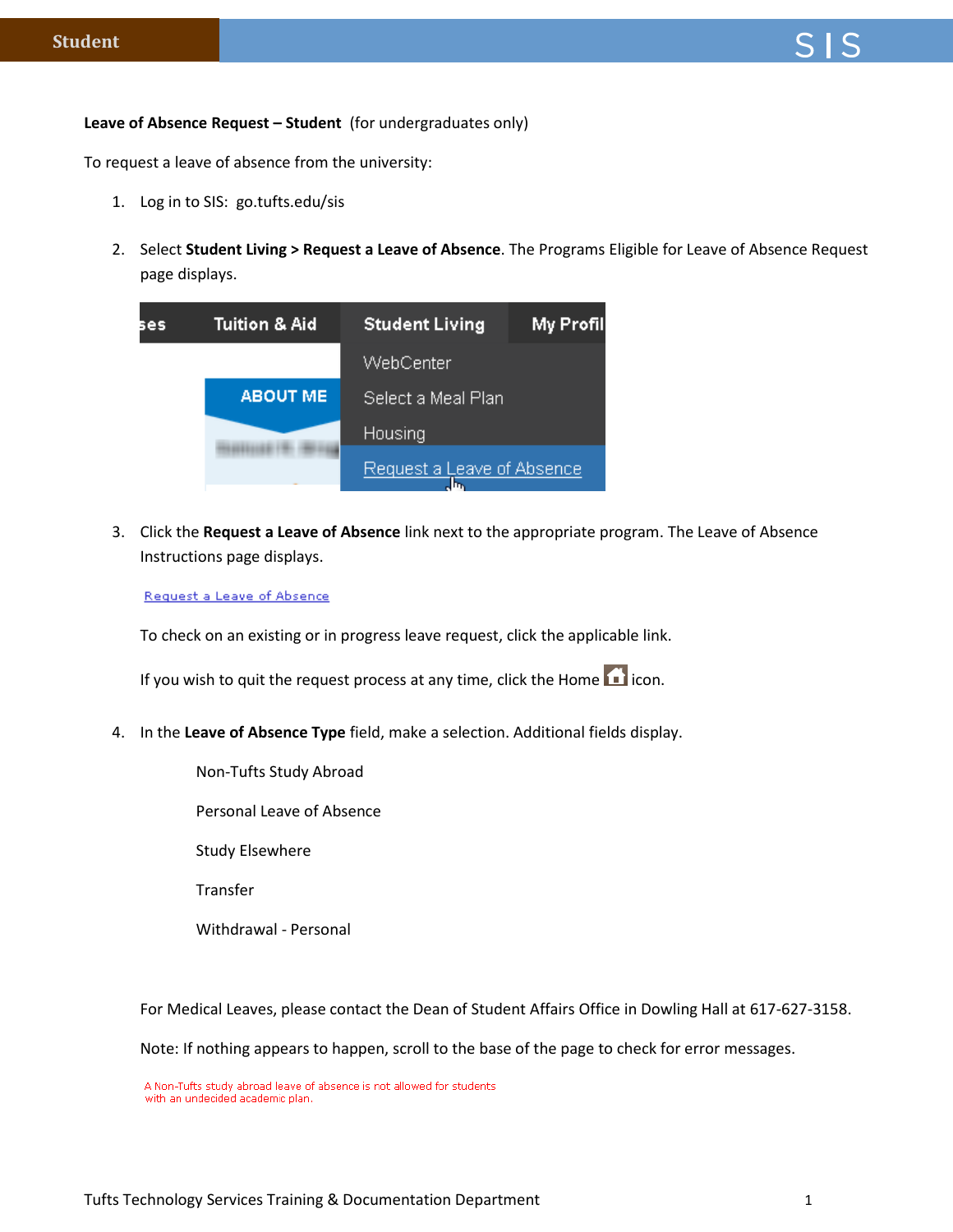**Leave of Absence Request – Student** (for undergraduates only)

To request a leave of absence from the university:

1. Log in to SIS: go.tufts.edu/sis

2. Select **Student Living > Request a Leave of Absence**. The Programs Eligible for Leave of Absence Request page displays.

3. Click the **Request a Leave of Absence** link next to the appropriate program. The Leave of Absence Instructions page displays.

   Request a Leave of Absence

   To check on an existing or in progress leave request, click the applicable link.

   If you wish to quit the request process at any time, click the Home icon.

4. In the **Leave of Absence Type** field, make a selection. Additional fields display.

   Non-Tufts Study Abroad

   Personal Leave of Absence

   Study Elsewhere

   Transfer

   Withdrawal - Personal

   For Medical Leaves, please contact the Dean of Student Affairs Office in Dowling Hall at 617-627-3158.

   Note: If nothing appears to happen, scroll to the base of the page to check for error messages.

   A Non-Tufts study abroad leave of absence is not allowed for students with an undecided academic plan.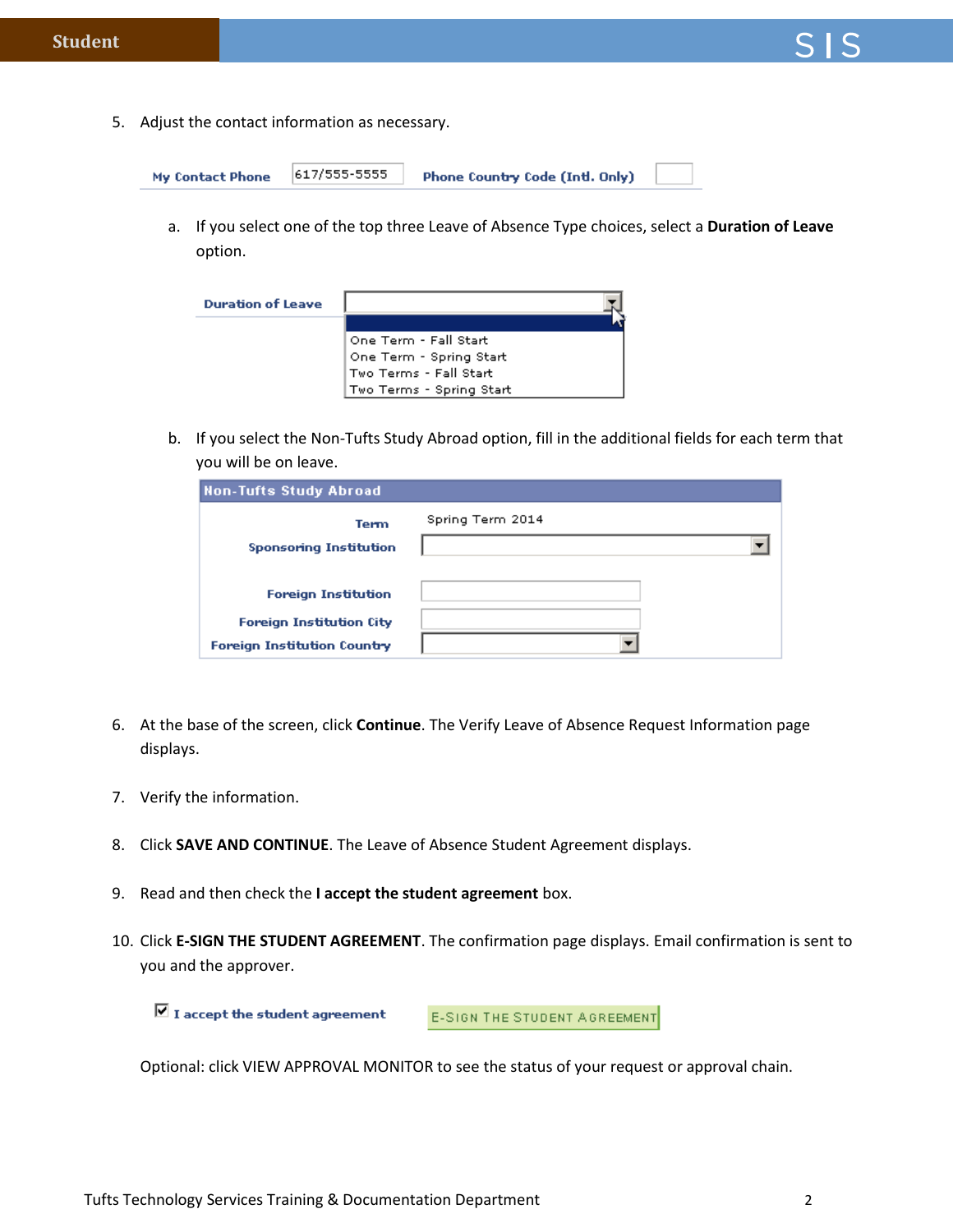5. Adjust the contact information as necessary.

My Contact Phone 617/555-5555 Phone Country Code (Intl. Only)

   a. If you select one of the top three Leave of Absence Type choices, select a **Duration of Leave** option.

   Duration of Leave

   One Term - Fall Start
   One Term - Spring Start
   Two Terms - Fall Start
   Two Terms - Spring Start

   b. If you select the Non-Tufts Study Abroad option, fill in the additional fields for each term that you will be on leave.

   Non-Tufts Study Abroad

   Term Spring Term 2014
   Sponsoring Institution
   Foreign Institution
   Foreign Institution City
   Foreign Institution Country

6. At the base of the screen, click **Continue**. The Verify Leave of Absence Request Information page displays.

7. Verify the information.

8. Click **SAVE AND CONTINUE**. The Leave of Absence Student Agreement displays.

9. Read and then check the **I accept the student agreement** box.

10. Click **E-SIGN THE STUDENT AGREEMENT**. The confirmation page displays. Email confirmation is sent to you and the approver.

    I accept the student agreement E-SIGN THE STUDENT AGREEMENT

    Optional: click VIEW APPROVAL MONITOR to see the status of your request or approval chain.